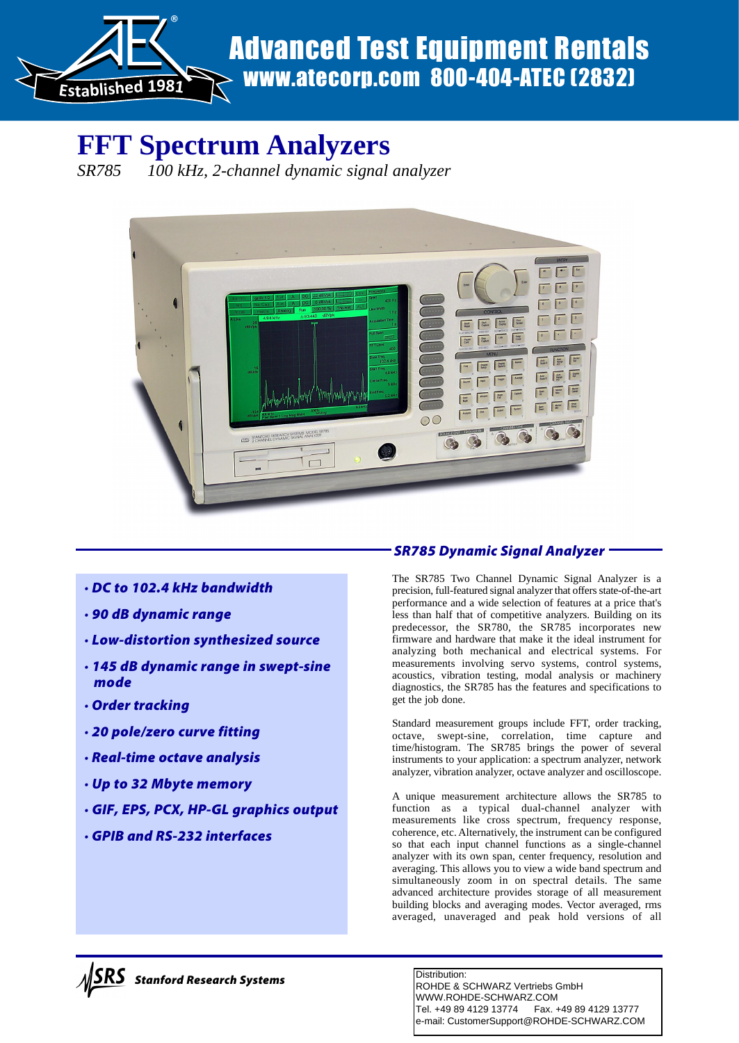Advanced Test Equipment Rentals
www.atecorp.com 800-404-ATEC (2832)

Established 1981

# FFT Spectrum Analyzers

*SR785 100 kHz, 2-channel dynamic signal analyzer*

## SR785 Dynamic Signal Analyzer

- *DC to 102.4 kHz bandwidth*
- *90 dB dynamic range*
- *Low-distortion synthesized source*
- *145 dB dynamic range in swept-sine mode*
- *Order tracking*
- *20 pole/zero curve fitting*
- *Real-time octave analysis*
- *Up to 32 Mbyte memory*
- *GIF, EPS, PCX, HP-GL graphics output*
- *GPIB and RS-232 interfaces*

The SR785 Two Channel Dynamic Signal Analyzer is a precision, full-featured signal analyzer that offers state-of-the-art performance and a wide selection of features at a price that's less than half that of competitive analyzers. Building on its predecessor, the SR780, the SR785 incorporates new firmware and hardware that make it the ideal instrument for analyzing both mechanical and electrical systems. For measurements involving servo systems, control systems, acoustics, vibration testing, modal analysis or machinery diagnostics, the SR785 has the features and specifications to get the job done.

Standard measurement groups include FFT, order tracking, octave, swept-sine, correlation, time capture and time/histogram. The SR785 brings the power of several instruments to your application: a spectrum analyzer, network analyzer, vibration analyzer, octave analyzer and oscilloscope.

A unique measurement architecture allows the SR785 to function as a typical dual-channel analyzer with measurements like cross spectrum, frequency response, coherence, etc. Alternatively, the instrument can be configured so that each input channel functions as a single-channel analyzer with its own span, center frequency, resolution and averaging. This allows you to view a wide band spectrum and simultaneously zoom in on spectral details. The same advanced architecture provides storage of all measurement building blocks and averaging modes. Vector averaged, rms averaged, unaveraged and peak hold versions of all

SRS Stanford Research Systems

Distribution:
ROHDE & SCHWARZ Vertriebs GmbH
WWW.ROHDE-SCHWARZ.COM
Tel. +49 89 4129 13774 Fax. +49 89 4129 13777
e-mail: CustomerSupport@ROHDE-SCHWARZ.COM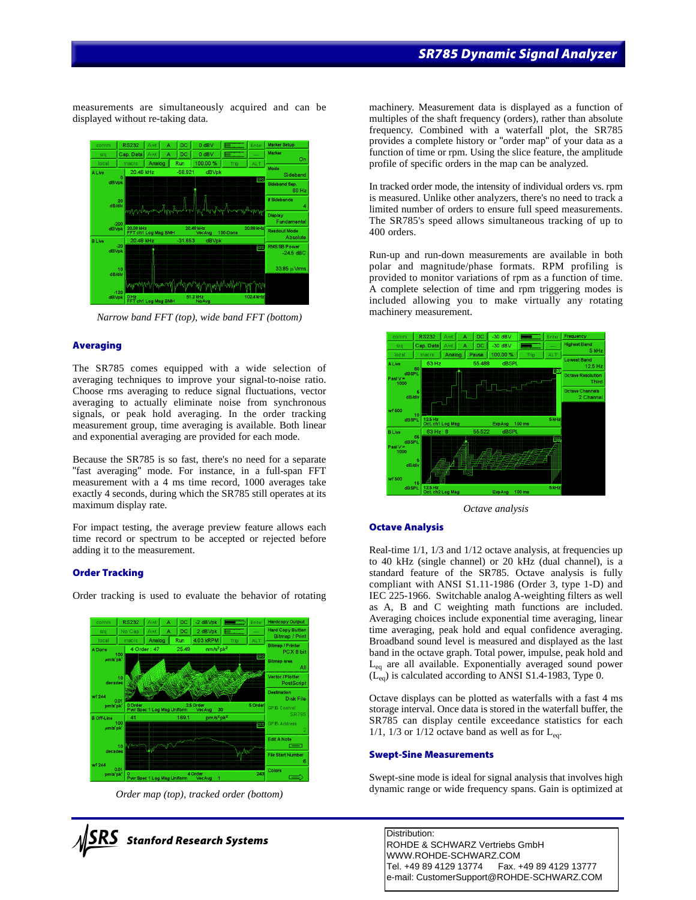measurements are simultaneously acquired and can be displayed without re-taking data.

*Narrow band FFT (top), wide band FFT (bottom)*

## Averaging

The SR785 comes equipped with a wide selection of averaging techniques to improve your signal-to-noise ratio. Choose rms averaging to reduce signal fluctuations, vector averaging to actually eliminate noise from synchronous signals, or peak hold averaging. In the order tracking measurement group, time averaging is available. Both linear and exponential averaging are provided for each mode.

Because the SR785 is so fast, there's no need for a separate "fast averaging" mode. For instance, in a full-span FFT measurement with a 4 ms time record, 1000 averages take exactly 4 seconds, during which the SR785 still operates at its maximum display rate.

For impact testing, the average preview feature allows each time record or spectrum to be accepted or rejected before adding it to the measurement.

## Order Tracking

Order tracking is used to evaluate the behavior of rotating machinery. Measurement data is displayed as a function of multiples of the shaft frequency (orders), rather than absolute frequency. Combined with a waterfall plot, the SR785 provides a complete history or "order map" of your data as a function of time or rpm. Using the slice feature, the amplitude profile of specific orders in the map can be analyzed.

*Order map (top), tracked order (bottom)*

In tracked order mode, the intensity of individual orders vs. rpm is measured. Unlike other analyzers, there's no need to track a limited number of orders to ensure full speed measurements. The SR785's speed allows simultaneous tracking of up to 400 orders.

Run-up and run-down measurements are available in both polar and magnitude/phase formats. RPM profiling is provided to monitor variations of rpm as a function of time. A complete selection of time and rpm triggering modes is included allowing you to make virtually any rotating machinery measurement.

*Octave analysis*

## Octave Analysis

Real-time 1/1, 1/3 and 1/12 octave analysis, at frequencies up to 40 kHz (single channel) or 20 kHz (dual channel), is a standard feature of the SR785. Octave analysis is fully compliant with ANSI S1.11-1986 (Order 3, type 1-D) and IEC 225-1966. Switchable analog A-weighting filters as well as A, B and C weighting math functions are included. Averaging choices include exponential time averaging, linear time averaging, peak hold and equal confidence averaging. Broadband sound level is measured and displayed as the last band in the octave graph. Total power, impulse, peak hold and $L_{eq}$ are all available. Exponentially averaged sound power ($L_{eq}$) is calculated according to ANSI S1.4-1983, Type 0.

Octave displays can be plotted as waterfalls with a fast 4 ms storage interval. Once data is stored in the waterfall buffer, the SR785 can display centile exceedance statistics for each 1/1, 1/3 or 1/12 octave band as well as for $L_{eq}$.

## Swept-Sine Measurements

Swept-sine mode is ideal for signal analysis that involves high dynamic range or wide frequency spans. Gain is optimized at

Distribution:
ROHDE & SCHWARZ Vertriebs GmbH
WWW.ROHDE-SCHWARZ.COM
Tel. +49 89 4129 13774 Fax. +49 89 4129 13777
e-mail: CustomerSupport@ROHDE-SCHWARZ.COM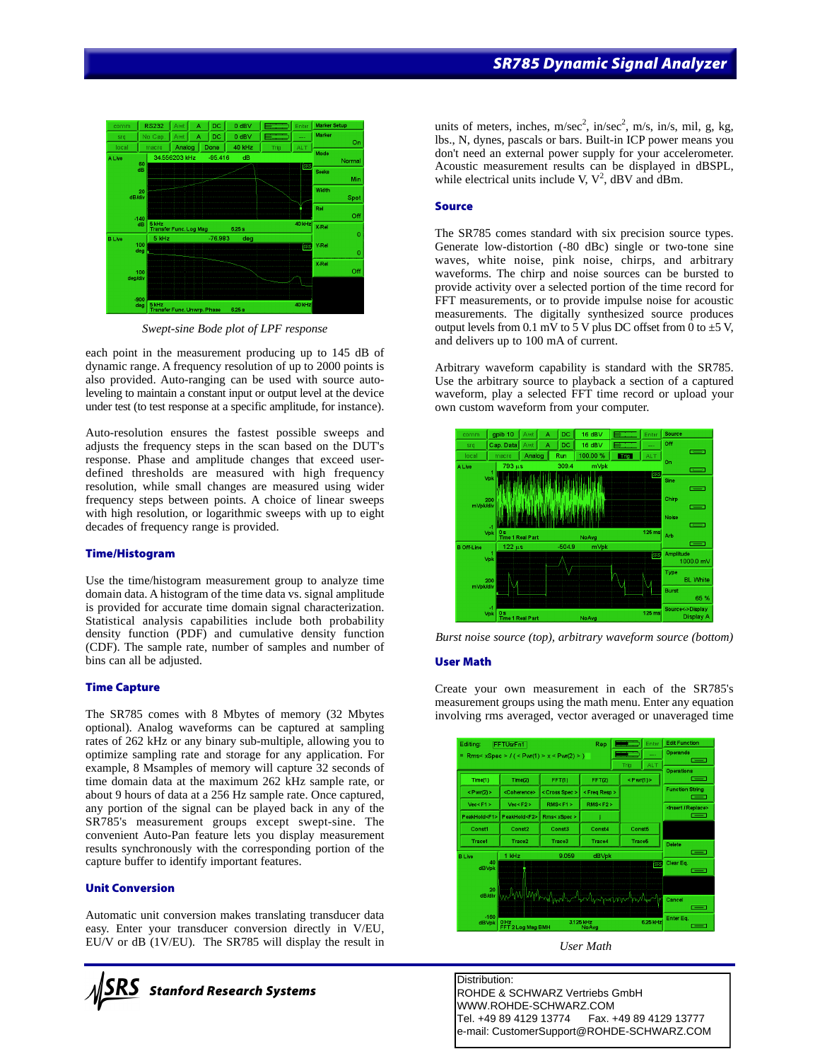*Swept-sine Bode plot of LPF response*

each point in the measurement producing up to 145 dB of dynamic range. A frequency resolution of up to 2000 points is also provided. Auto-ranging can be used with source auto-leveling to maintain a constant input or output level at the device under test (to test response at a specific amplitude, for instance).

Auto-resolution ensures the fastest possible sweeps and adjusts the frequency steps in the scan based on the DUT's response. Phase and amplitude changes that exceed user-defined thresholds are measured with high frequency resolution, while small changes are measured using wider frequency steps between points. A choice of linear sweeps with high resolution, or logarithmic sweeps with up to eight decades of frequency range is provided.

### Time/Histogram

Use the time/histogram measurement group to analyze time domain data. A histogram of the time data vs. signal amplitude is provided for accurate time domain signal characterization. Statistical analysis capabilities include both probability density function (PDF) and cumulative density function (CDF). The sample rate, number of samples and number of bins can all be adjusted.

### Time Capture

The SR785 comes with 8 Mbytes of memory (32 Mbytes optional). Analog waveforms can be captured at sampling rates of 262 kHz or any binary sub-multiple, allowing you to optimize sampling rate and storage for any application. For example, 8 Msamples of memory will capture 32 seconds of time domain data at the maximum 262 kHz sample rate, or about 9 hours of data at a 256 Hz sample rate. Once captured, any portion of the signal can be played back in any of the SR785's measurement groups except swept-sine. The convenient Auto-Pan feature lets you display measurement results synchronously with the corresponding portion of the capture buffer to identify important features.

### Unit Conversion

Automatic unit conversion makes translating transducer data easy. Enter your transducer conversion directly in V/EU, EU/V or dB (1V/EU). The SR785 will display the result in units of meters, inches, m/sec$^2$, in/sec$^2$, m/s, in/s, mil, g, kg, lbs., N, dynes, pascals or bars. Built-in ICP power means you don't need an external power supply for your accelerometer. Acoustic measurement results can be displayed in dBSPL, while electrical units include V, V$^2$, dBV and dBm.

### Source

The SR785 comes standard with six precision source types. Generate low-distortion (-80 dBc) single or two-tone sine waves, white noise, pink noise, chirps, and arbitrary waveforms. The chirp and noise sources can be bursted to provide activity over a selected portion of the time record for FFT measurements, or to provide impulse noise for acoustic measurements. The digitally synthesized source produces output levels from 0.1 mV to 5 V plus DC offset from 0 to ±5 V, and delivers up to 100 mA of current.

Arbitrary waveform capability is standard with the SR785. Use the arbitrary source to playback a section of a captured waveform, play a selected FFT time record or upload your own custom waveform from your computer.

*Burst noise source (top), arbitrary waveform source (bottom)*

### User Math

Create your own measurement in each of the SR785's measurement groups using the math menu. Enter any equation involving rms averaged, vector averaged or unaveraged time

*User Math*

Distribution:
ROHDE & SCHWARZ Vertriebs GmbH
WWW.ROHDE-SCHWARZ.COM
Tel. +49 89 4129 13774 Fax. +49 89 4129 13777
e-mail: CustomerSupport@ROHDE-SCHWARZ.COM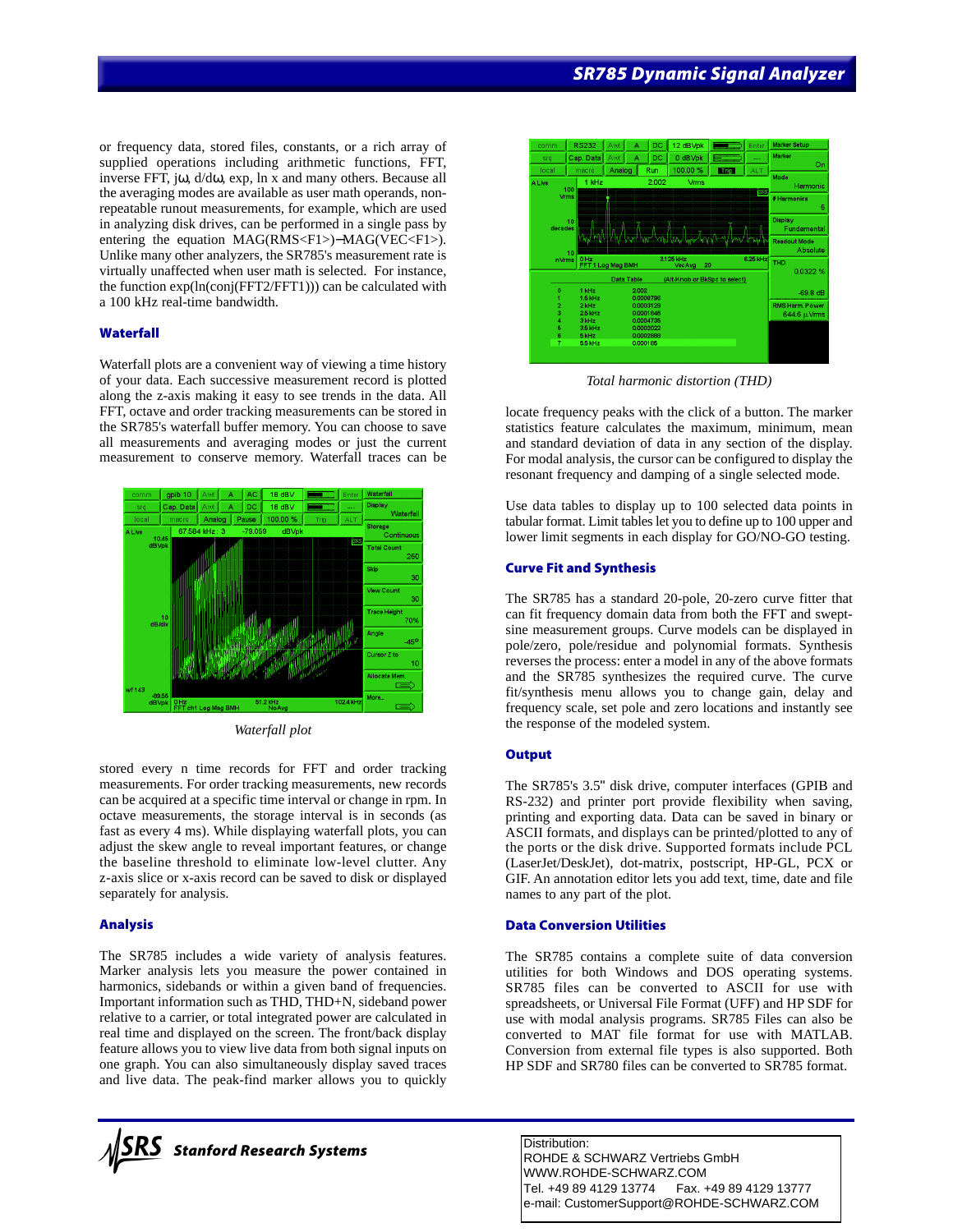or frequency data, stored files, constants, or a rich array of supplied operations including arithmetic functions, FFT, inverse FFT, jω, d/dω, exp, ln x and many others. Because all the averaging modes are available as user math operands, non-repeatable runout measurements, for example, which are used in analyzing disk drives, can be performed in a single pass by entering the equation MAG(RMS<F1>)–MAG(VEC<F1>). Unlike many other analyzers, the SR785's measurement rate is virtually unaffected when user math is selected. For instance, the function exp(ln(conj(FFT2/FFT1))) can be calculated with a 100 kHz real-time bandwidth.

### Waterfall

Waterfall plots are a convenient way of viewing a time history of your data. Each successive measurement record is plotted along the z-axis making it easy to see trends in the data. All FFT, octave and order tracking measurements can be stored in the SR785's waterfall buffer memory. You can choose to save all measurements and averaging modes or just the current measurement to conserve memory. Waterfall traces can be stored every n time records for FFT and order tracking measurements. For order tracking measurements, new records can be acquired at a specific time interval or change in rpm. In octave measurements, the storage interval is in seconds (as fast as every 4 ms). While displaying waterfall plots, you can adjust the skew angle to reveal important features, or change the baseline threshold to eliminate low-level clutter. Any z-axis slice or x-axis record can be saved to disk or displayed separately for analysis.

*Waterfall plot*

### Analysis

The SR785 includes a wide variety of analysis features. Marker analysis lets you measure the power contained in harmonics, sidebands or within a given band of frequencies. Important information such as THD, THD+N, sideband power relative to a carrier, or total integrated power are calculated in real time and displayed on the screen. The front/back display feature allows you to view live data from both signal inputs on one graph. You can also simultaneously display saved traces and live data. The peak-find marker allows you to quickly locate frequency peaks with the click of a button. The marker statistics feature calculates the maximum, minimum, mean and standard deviation of data in any section of the display. For modal analysis, the cursor can be configured to display the resonant frequency and damping of a single selected mode.

*Total harmonic distortion (THD)*

Use data tables to display up to 100 selected data points in tabular format. Limit tables let you to define up to 100 upper and lower limit segments in each display for GO/NO-GO testing.

### Curve Fit and Synthesis

The SR785 has a standard 20-pole, 20-zero curve fitter that can fit frequency domain data from both the FFT and swept-sine measurement groups. Curve models can be displayed in pole/zero, pole/residue and polynomial formats. Synthesis reverses the process: enter a model in any of the above formats and the SR785 synthesizes the required curve. The curve fit/synthesis menu allows you to change gain, delay and frequency scale, set pole and zero locations and instantly see the response of the modeled system.

### Output

The SR785's 3.5" disk drive, computer interfaces (GPIB and RS-232) and printer port provide flexibility when saving, printing and exporting data. Data can be saved in binary or ASCII formats, and displays can be printed/plotted to any of the ports or the disk drive. Supported formats include PCL (LaserJet/DeskJet), dot-matrix, postscript, HP-GL, PCX or GIF. An annotation editor lets you add text, time, date and file names to any part of the plot.

### Data Conversion Utilities

The SR785 contains a complete suite of data conversion utilities for both Windows and DOS operating systems. SR785 files can be converted to ASCII for use with spreadsheets, or Universal File Format (UFF) and HP SDF for use with modal analysis programs. SR785 Files can also be converted to MAT file format for use with MATLAB. Conversion from external file types is also supported. Both HP SDF and SR780 files can be converted to SR785 format.

Distribution:
ROHDE & SCHWARZ Vertriebs GmbH
WWW.ROHDE-SCHWARZ.COM
Tel. +49 89 4129 13774 Fax. +49 89 4129 13777
e-mail: CustomerSupport@ROHDE-SCHWARZ.COM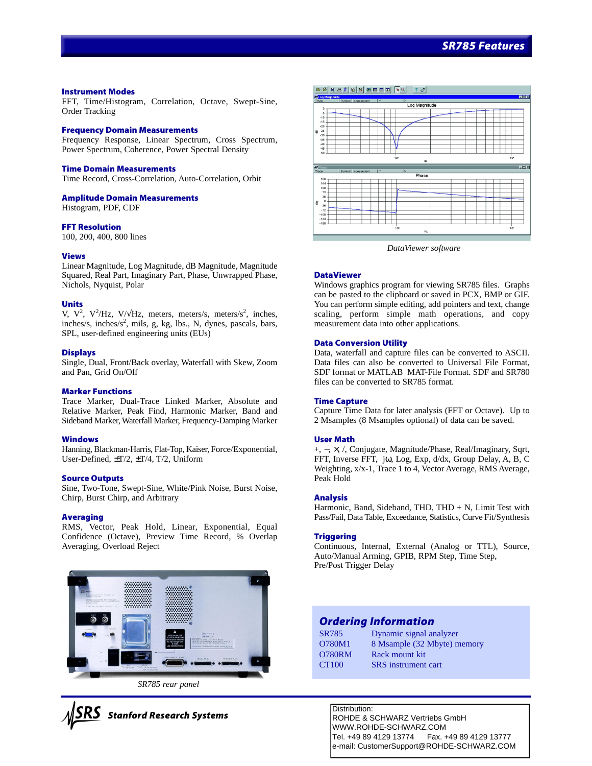# SR785 Features

### Instrument Modes
FFT, Time/Histogram, Correlation, Octave, Swept-Sine, Order Tracking

### Frequency Domain Measurements
Frequency Response, Linear Spectrum, Cross Spectrum, Power Spectrum, Coherence, Power Spectral Density

### Time Domain Measurements
Time Record, Cross-Correlation, Auto-Correlation, Orbit

### Amplitude Domain Measurements
Histogram, PDF, CDF

### FFT Resolution
100, 200, 400, 800 lines

### Views
Linear Magnitude, Log Magnitude, dB Magnitude, Magnitude Squared, Real Part, Imaginary Part, Phase, Unwrapped Phase, Nichols, Nyquist, Polar

### Units
V, $V^2$, $V^2$/Hz, V/√Hz, meters, meters/s, meters/$s^2$, inches, inches/s, inches/$s^2$, mils, g, kg, lbs., N, dynes, pascals, bars, SPL, user-defined engineering units (EUs)

### Displays
Single, Dual, Front/Back overlay, Waterfall with Skew, Zoom and Pan, Grid On/Off

### Marker Functions
Trace Marker, Dual-Trace Linked Marker, Absolute and Relative Marker, Peak Find, Harmonic Marker, Band and Sideband Marker, Waterfall Marker, Frequency-Damping Marker

### Windows
Hanning, Blackman-Harris, Flat-Top, Kaiser, Force/Exponential, User-Defined, ±T/2, ±T/4, T/2, Uniform

### Source Outputs
Sine, Two-Tone, Swept-Sine, White/Pink Noise, Burst Noise, Chirp, Burst Chirp, and Arbitrary

### Averaging
RMS, Vector, Peak Hold, Linear, Exponential, Equal Confidence (Octave), Preview Time Record, % Overlap Averaging, Overload Reject

*SR785 rear panel*

*DataViewer software*

### DataViewer
Windows graphics program for viewing SR785 files. Graphs can be pasted to the clipboard or saved in PCX, BMP or GIF. You can perform simple editing, add pointers and text, change scaling, perform simple math operations, and copy measurement data into other applications.

### Data Conversion Utility
Data, waterfall and capture files can be converted to ASCII. Data files can also be converted to Universal File Format, SDF format or MATLAB MAT-File Format. SDF and SR780 files can be converted to SR785 format.

### Time Capture
Capture Time Data for later analysis (FFT or Octave). Up to 2 Msamples (8 Msamples optional) of data can be saved.

### User Math
+, −, ×, /, Conjugate, Magnitude/Phase, Real/Imaginary, Sqrt, FFT, Inverse FFT, jω, Log, Exp, d/dx, Group Delay, A, B, C Weighting, x/x-1, Trace 1 to 4, Vector Average, RMS Average, Peak Hold

### Analysis
Harmonic, Band, Sideband, THD, THD + N, Limit Test with Pass/Fail, Data Table, Exceedance, Statistics, Curve Fit/Synthesis

### Triggering
Continuous, Internal, External (Analog or TTL), Source, Auto/Manual Arming, GPIB, RPM Step, Time Step, Pre/Post Trigger Delay

## Ordering Information

| | |
|---|---|
| SR785 | Dynamic signal analyzer |
| O780M1 | 8 Msample (32 Mbyte) memory |
| O780RM | Rack mount kit |
| CT100 | SRS instrument cart |

Distribution:
ROHDE & SCHWARZ Vertriebs GmbH
WWW.ROHDE-SCHWARZ.COM
Tel. +49 89 4129 13774 Fax. +49 89 4129 13777
e-mail: CustomerSupport@ROHDE-SCHWARZ.COM

SRS Stanford Research Systems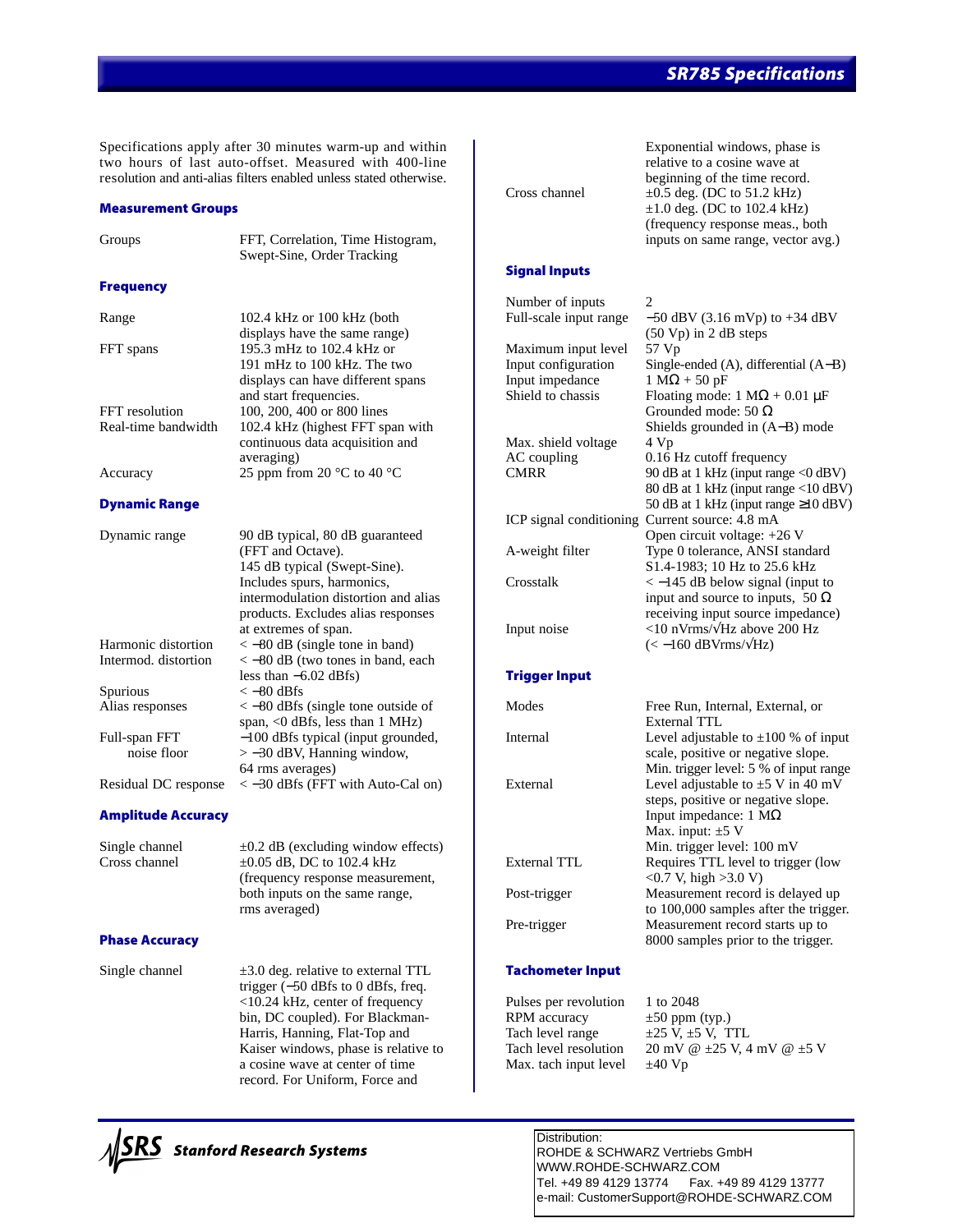# SR785 Specifications

Specifications apply after 30 minutes warm-up and within two hours of last auto-offset. Measured with 400-line resolution and anti-alias filters enabled unless stated otherwise.

## Measurement Groups

| | |
|---|---|
| Groups | FFT, Correlation, Time Histogram, Swept-Sine, Order Tracking |

## Frequency

| | |
|---|---|
| Range | 102.4 kHz or 100 kHz (both displays have the same range) |
| FFT spans | 195.3 mHz to 102.4 kHz or 191 mHz to 100 kHz. The two displays can have different spans and start frequencies. |
| FFT resolution | 100, 200, 400 or 800 lines |
| Real-time bandwidth | 102.4 kHz (highest FFT span with continuous data acquisition and averaging) |
| Accuracy | 25 ppm from 20 °C to 40 °C |

## Dynamic Range

| | |
|---|---|
| Dynamic range | 90 dB typical, 80 dB guaranteed (FFT and Octave). 145 dB typical (Swept-Sine). Includes spurs, harmonics, intermodulation distortion and alias products. Excludes alias responses at extremes of span. |
| Harmonic distortion | < −80 dB (single tone in band) |
| Intermod. distortion | < −80 dB (two tones in band, each less than −6.02 dBfs) |
| Spurious | < −80 dBfs |
| Alias responses | < −80 dBfs (single tone outside of span, <0 dBfs, less than 1 MHz) |
| Full-span FFT noise floor | −100 dBfs typical (input grounded, > −30 dBV, Hanning window, 64 rms averages) |
| Residual DC response | < −30 dBfs (FFT with Auto-Cal on) |

## Amplitude Accuracy

| | |
|---|---|
| Single channel | ±0.2 dB (excluding window effects) |
| Cross channel | ±0.05 dB, DC to 102.4 kHz (frequency response measurement, both inputs on the same range, rms averaged) |

## Phase Accuracy

| | |
|---|---|
| Single channel | ±3.0 deg. relative to external TTL trigger (−50 dBfs to 0 dBfs, freq. <10.24 kHz, center of frequency bin, DC coupled). For Blackman-Harris, Hanning, Flat-Top and Kaiser windows, phase is relative to a cosine wave at center of time record. For Uniform, Force and Exponential windows, phase is relative to a cosine wave at beginning of the time record. |
| Cross channel | ±0.5 deg. (DC to 51.2 kHz) ±1.0 deg. (DC to 102.4 kHz) (frequency response meas., both inputs on same range, vector avg.) |

## Signal Inputs

| | |
|---|---|
| Number of inputs | 2 |
| Full-scale input range | −50 dBV (3.16 mVp) to +34 dBV (50 Vp) in 2 dB steps |
| Maximum input level | 57 Vp |
| Input configuration | Single-ended (A), differential (A−B) |
| Input impedance | 1 MΩ + 50 pF |
| Shield to chassis | Floating mode: 1 MΩ + 0.01 µF<br>Grounded mode: 50 Ω<br>Shields grounded in (A−B) mode |
| Max. shield voltage | 4 Vp |
| AC coupling | 0.16 Hz cutoff frequency |
| CMRR | 90 dB at 1 kHz (input range <0 dBV)<br>80 dB at 1 kHz (input range <10 dBV)<br>50 dB at 1 kHz (input range ≥10 dBV) |
| ICP signal conditioning | Current source: 4.8 mA<br>Open circuit voltage: +26 V |
| A-weight filter | Type 0 tolerance, ANSI standard S1.4-1983; 10 Hz to 25.6 kHz |
| Crosstalk | < −145 dB below signal (input to input and source to inputs, 50 Ω receiving input source impedance) |
| Input noise | <10 nVrms/√Hz above 200 Hz (< −160 dBVrms/√Hz) |

## Trigger Input

| | |
|---|---|
| Modes | Free Run, Internal, External, or External TTL |
| Internal | Level adjustable to ±100 % of input scale, positive or negative slope. Min. trigger level: 5 % of input range |
| External | Level adjustable to ±5 V in 40 mV steps, positive or negative slope. Input impedance: 1 MΩ<br>Max. input: ±5 V<br>Min. trigger level: 100 mV |
| External TTL | Requires TTL level to trigger (low <0.7 V, high >3.0 V) |
| Post-trigger | Measurement record is delayed up to 100,000 samples after the trigger. |
| Pre-trigger | Measurement record starts up to 8000 samples prior to the trigger. |

## Tachometer Input

| | |
|---|---|
| Pulses per revolution | 1 to 2048 |
| RPM accuracy | ±50 ppm (typ.) |
| Tach level range | ±25 V, ±5 V, TTL |
| Tach level resolution | 20 mV @ ±25 V, 4 mV @ ±5 V |
| Max. tach input level | ±40 Vp |

SRS Stanford Research Systems

Distribution:
ROHDE & SCHWARZ Vertriebs GmbH
WWW.ROHDE-SCHWARZ.COM
Tel. +49 89 4129 13774 Fax. +49 89 4129 13777
e-mail: CustomerSupport@ROHDE-SCHWARZ.COM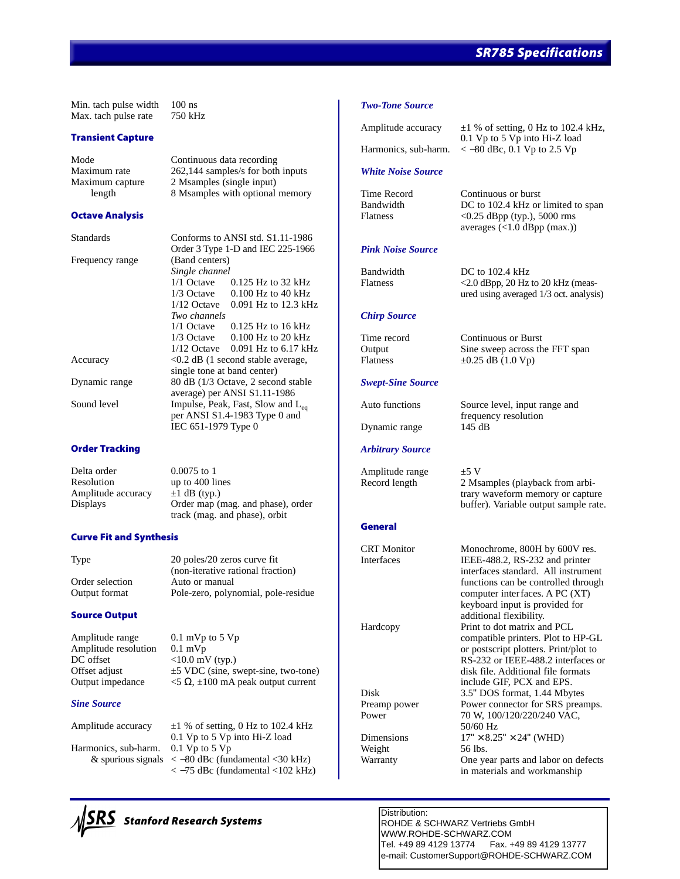| | |
|---|---|
| Min. tach pulse width | 100 ns |
| Max. tach pulse rate | 750 kHz |

## Transient Capture

| | |
|---|---|
| Mode | Continuous data recording |
| Maximum rate | 262,144 samples/s for both inputs |
| Maximum capture length | 2 Msamples (single input) 8 Msamples with optional memory |

## Octave Analysis

| | |
|---|---|
| Standards | Conforms to ANSI std. S1.11-1986 Order 3 Type 1-D and IEC 225-1966 |
| Frequency range | (Band centers) |
| | *Single channel* |
| | 1/1 Octave 0.125 Hz to 32 kHz |
| | 1/3 Octave 0.100 Hz to 40 kHz |
| | 1/12 Octave 0.091 Hz to 12.3 kHz |
| | *Two channels* |
| | 1/1 Octave 0.125 Hz to 16 kHz |
| | 1/3 Octave 0.100 Hz to 20 kHz |
| | 1/12 Octave 0.091 Hz to 6.17 kHz |
| Accuracy | <0.2 dB (1 second stable average, single tone at band center) |
| Dynamic range | 80 dB (1/3 Octave, 2 second stable average) per ANSI S1.11-1986 |
| Sound level | Impulse, Peak, Fast, Slow and $L_{eq}$ per ANSI S1.4-1983 Type 0 and IEC 651-1979 Type 0 |

## Order Tracking

| | |
|---|---|
| Delta order | 0.0075 to 1 |
| Resolution | up to 400 lines |
| Amplitude accuracy | ±1 dB (typ.) |
| Displays | Order map (mag. and phase), order track (mag. and phase), orbit |

## Curve Fit and Synthesis

| | |
|---|---|
| Type | 20 poles/20 zeros curve fit (non-iterative rational fraction) |
| Order selection | Auto or manual |
| Output format | Pole-zero, polynomial, pole-residue |

## Source Output

| | |
|---|---|
| Amplitude range | 0.1 mVp to 5 Vp |
| Amplitude resolution | 0.1 mVp |
| DC offset | <10.0 mV (typ.) |
| Offset adjust | ±5 VDC (sine, swept-sine, two-tone) |
| Output impedance | <5 Ω, ±100 mA peak output current |

### *Sine Source*

| | |
|---|---|
| Amplitude accuracy | ±1 % of setting, 0 Hz to 102.4 kHz 0.1 Vp to 5 Vp into Hi-Z load |
| Harmonics, sub-harm. & spurious signals | 0.1 Vp to 5 Vp < −80 dBc (fundamental <30 kHz) < −75 dBc (fundamental <102 kHz) |

### *Two-Tone Source*

| | |
|---|---|
| Amplitude accuracy | ±1 % of setting, 0 Hz to 102.4 kHz, 0.1 Vp to 5 Vp into Hi-Z load |
| Harmonics, sub-harm. | < −80 dBc, 0.1 Vp to 2.5 Vp |

### *White Noise Source*

| | |
|---|---|
| Time Record | Continuous or burst |
| Bandwidth | DC to 102.4 kHz or limited to span |
| Flatness | <0.25 dBpp (typ.), 5000 rms averages (<1.0 dBpp (max.)) |

### *Pink Noise Source*

| | |
|---|---|
| Bandwidth | DC to 102.4 kHz |
| Flatness | <2.0 dBpp, 20 Hz to 20 kHz (measured using averaged 1/3 oct. analysis) |

### *Chirp Source*

| | |
|---|---|
| Time record | Continuous or Burst |
| Output | Sine sweep across the FFT span |
| Flatness | ±0.25 dB (1.0 Vp) |

### *Swept-Sine Source*

| | |
|---|---|
| Auto functions | Source level, input range and frequency resolution |
| Dynamic range | 145 dB |

### *Arbitrary Source*

| | |
|---|---|
| Amplitude range | ±5 V |
| Record length | 2 Msamples (playback from arbitrary waveform memory or capture buffer). Variable output sample rate. |

## General

| | |
|---|---|
| CRT Monitor | Monochrome, 800H by 600V res. |
| Interfaces | IEEE-488.2, RS-232 and printer interfaces standard. All instrument functions can be controlled through computer interfaces. A PC (XT) keyboard input is provided for additional flexibility. |
| Hardcopy | Print to dot matrix and PCL compatible printers. Plot to HP-GL or postscript plotters. Print/plot to RS-232 or IEEE-488.2 interfaces or disk file. Additional file formats include GIF, PCX and EPS. |
| Disk | 3.5" DOS format, 1.44 Mbytes |
| Preamp power | Power connector for SRS preamps. |
| Power | 70 W, 100/120/220/240 VAC, 50/60 Hz |
| Dimensions | 17" × 8.25" × 24" (WHD) |
| Weight | 56 lbs. |
| Warranty | One year parts and labor on defects in materials and workmanship |

**Stanford Research Systems**

Distribution:
ROHDE & SCHWARZ Vertriebs GmbH
WWW.ROHDE-SCHWARZ.COM
Tel. +49 89 4129 13774 Fax. +49 89 4129 13777
e-mail: CustomerSupport@ROHDE-SCHWARZ.COM